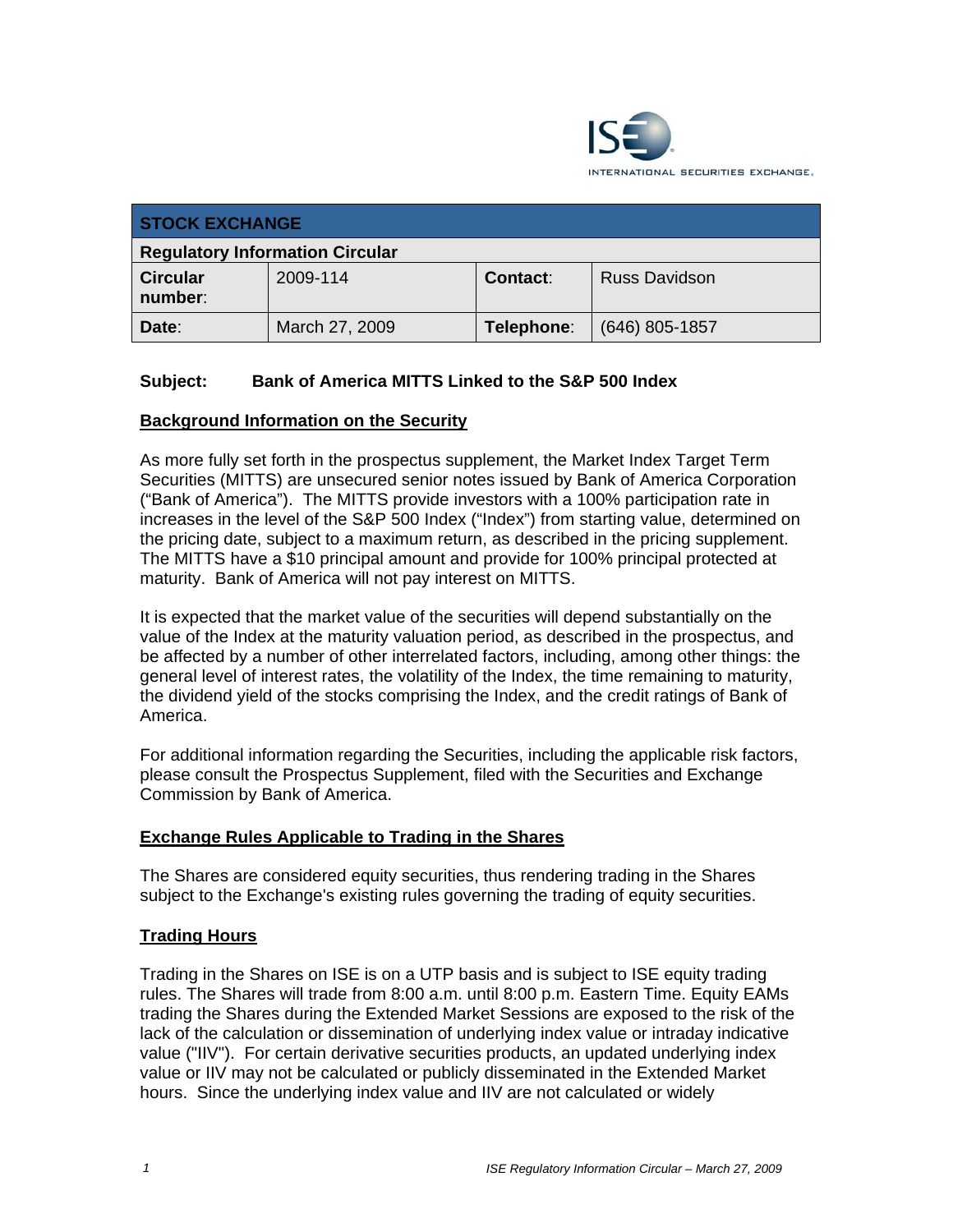ISE INTERNATIONAL SECURITIES EXCHANGE.

| STOCK EXCHANGE | | | |
|---|---|---|---|
| **Regulatory Information Circular** | | | |
| **Circular number**: | 2009-114 | **Contact**: | Russ Davidson |
| **Date**: | March 27, 2009 | **Telephone**: | (646) 805-1857 |

**Subject: Bank of America MITTS Linked to the S&P 500 Index**

## Background Information on the Security

As more fully set forth in the prospectus supplement, the Market Index Target Term Securities (MITTS) are unsecured senior notes issued by Bank of America Corporation ("Bank of America"). The MITTS provide investors with a 100% participation rate in increases in the level of the S&P 500 Index ("Index") from starting value, determined on the pricing date, subject to a maximum return, as described in the pricing supplement. The MITTS have a $10 principal amount and provide for 100% principal protected at maturity. Bank of America will not pay interest on MITTS.

It is expected that the market value of the securities will depend substantially on the value of the Index at the maturity valuation period, as described in the prospectus, and be affected by a number of other interrelated factors, including, among other things: the general level of interest rates, the volatility of the Index, the time remaining to maturity, the dividend yield of the stocks comprising the Index, and the credit ratings of Bank of America.

For additional information regarding the Securities, including the applicable risk factors, please consult the Prospectus Supplement, filed with the Securities and Exchange Commission by Bank of America.

## Exchange Rules Applicable to Trading in the Shares

The Shares are considered equity securities, thus rendering trading in the Shares subject to the Exchange's existing rules governing the trading of equity securities.

## Trading Hours

Trading in the Shares on ISE is on a UTP basis and is subject to ISE equity trading rules. The Shares will trade from 8:00 a.m. until 8:00 p.m. Eastern Time. Equity EAMs trading the Shares during the Extended Market Sessions are exposed to the risk of the lack of the calculation or dissemination of underlying index value or intraday indicative value ("IIV"). For certain derivative securities products, an updated underlying index value or IIV may not be calculated or publicly disseminated in the Extended Market hours. Since the underlying index value and IIV are not calculated or widely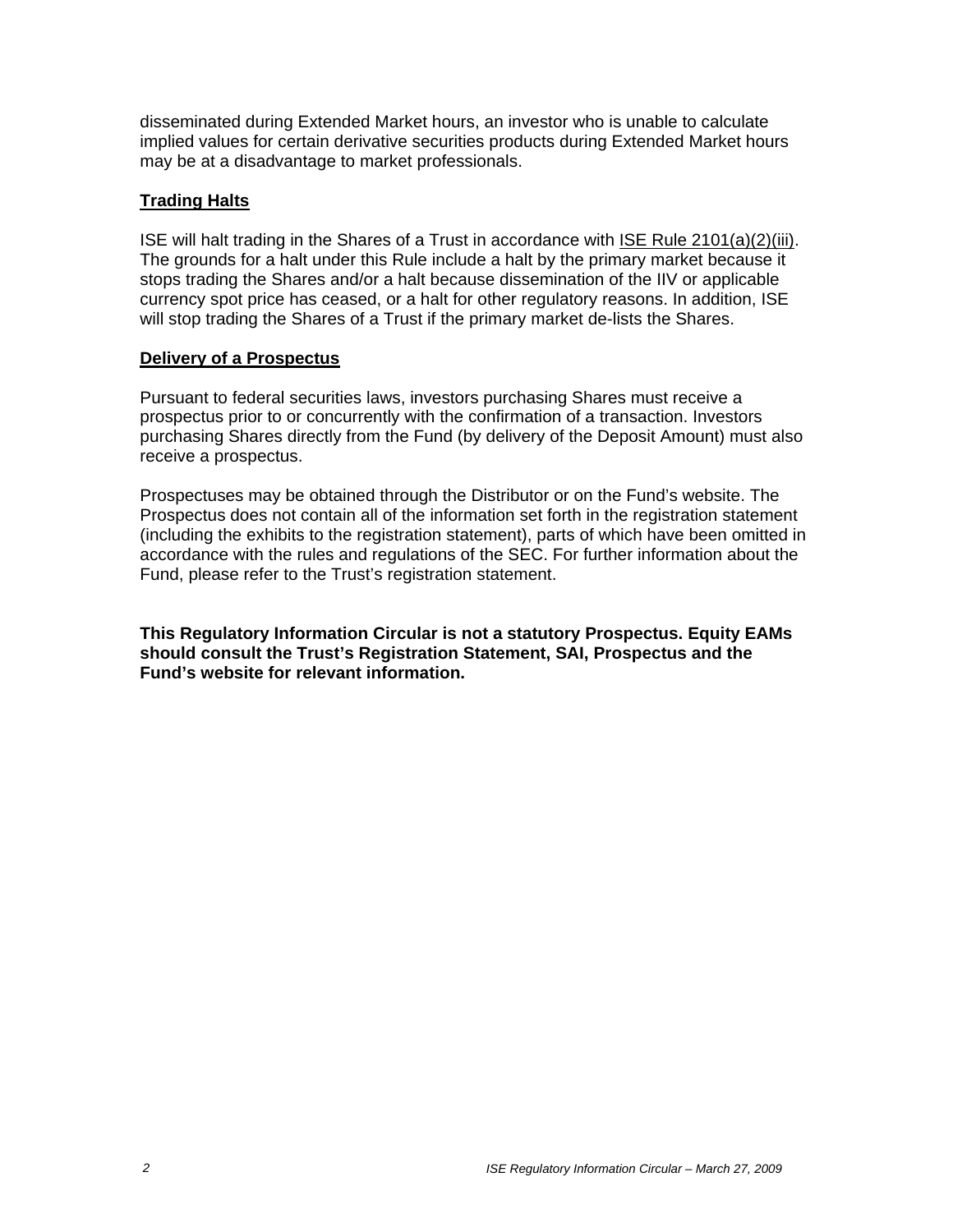disseminated during Extended Market hours, an investor who is unable to calculate implied values for certain derivative securities products during Extended Market hours may be at a disadvantage to market professionals.

## Trading Halts

ISE will halt trading in the Shares of a Trust in accordance with ISE Rule 2101(a)(2)(iii). The grounds for a halt under this Rule include a halt by the primary market because it stops trading the Shares and/or a halt because dissemination of the IIV or applicable currency spot price has ceased, or a halt for other regulatory reasons. In addition, ISE will stop trading the Shares of a Trust if the primary market de-lists the Shares.

## Delivery of a Prospectus

Pursuant to federal securities laws, investors purchasing Shares must receive a prospectus prior to or concurrently with the confirmation of a transaction. Investors purchasing Shares directly from the Fund (by delivery of the Deposit Amount) must also receive a prospectus.

Prospectuses may be obtained through the Distributor or on the Fund's website. The Prospectus does not contain all of the information set forth in the registration statement (including the exhibits to the registration statement), parts of which have been omitted in accordance with the rules and regulations of the SEC. For further information about the Fund, please refer to the Trust's registration statement.

**This Regulatory Information Circular is not a statutory Prospectus. Equity EAMs should consult the Trust's Registration Statement, SAI, Prospectus and the Fund's website for relevant information.**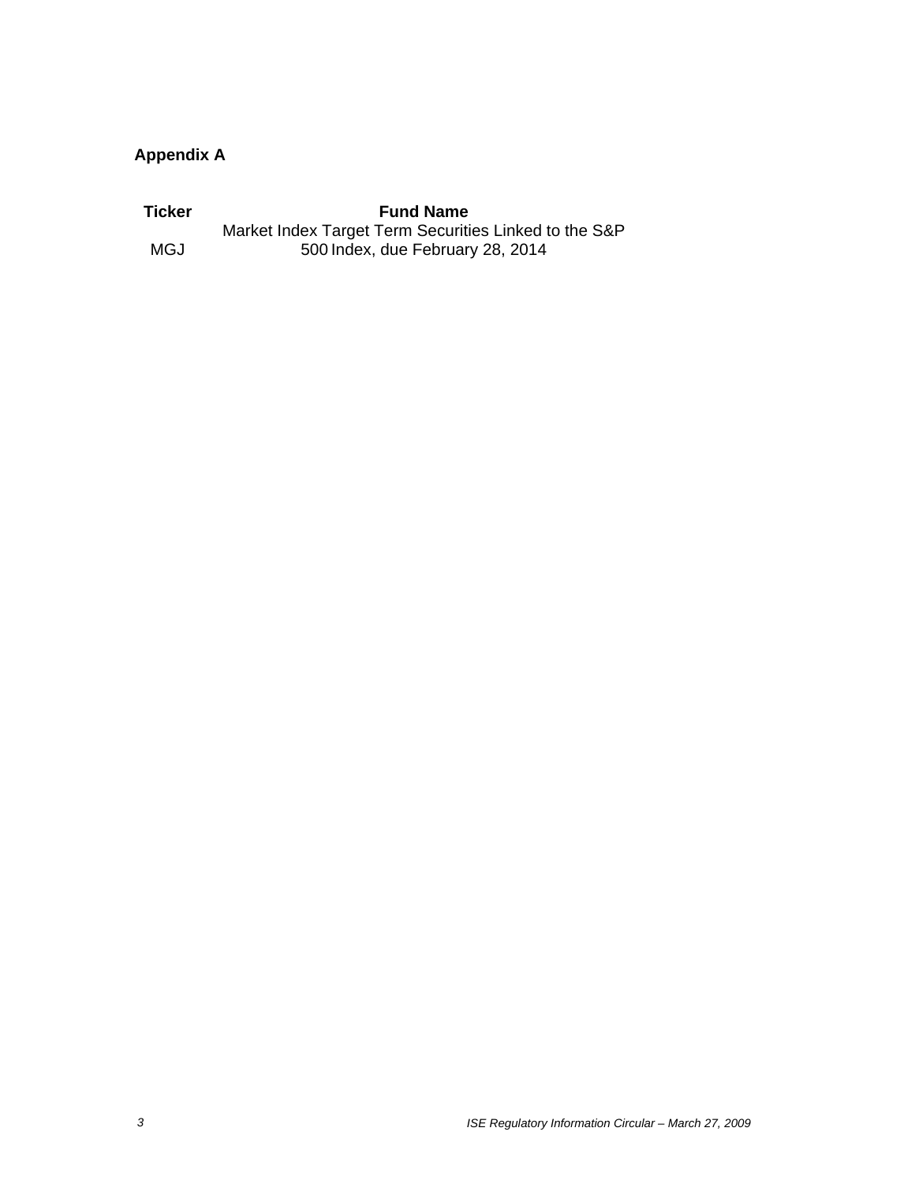## Appendix A

| Ticker | Fund Name |
|---|---|
| MGJ | Market Index Target Term Securities Linked to the S&P 500 Index, due February 28, 2014 |